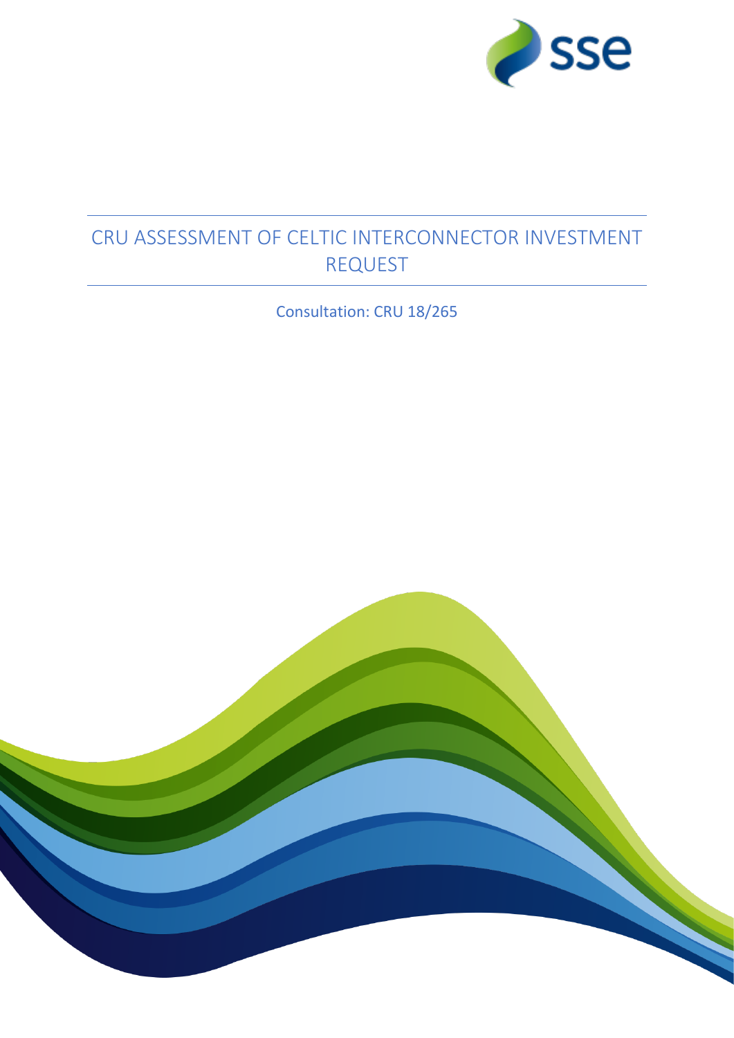# CRU ASSESSMENT OF CELTIC INTERCONNECTOR INVESTMENT REQUEST

Consultation: CRU 18/265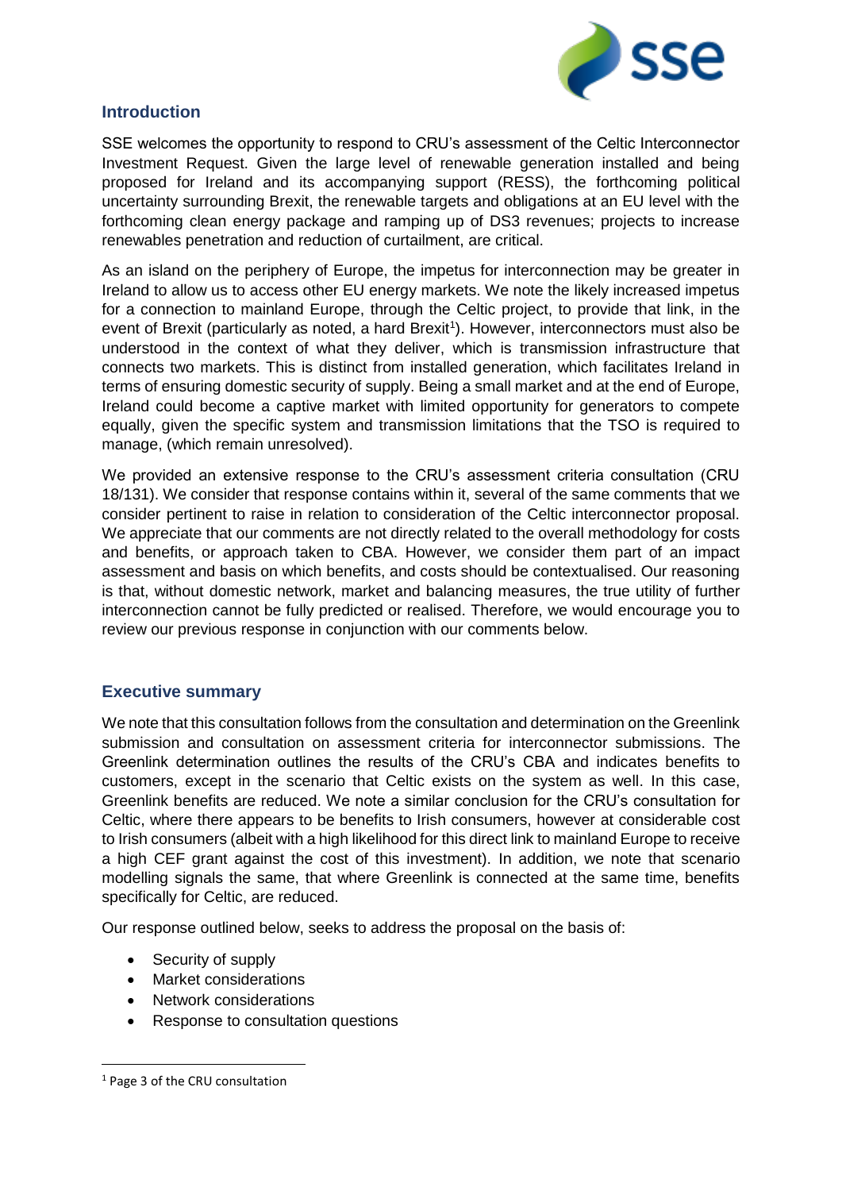## Introduction

SSE welcomes the opportunity to respond to CRU's assessment of the Celtic Interconnector Investment Request. Given the large level of renewable generation installed and being proposed for Ireland and its accompanying support (RESS), the forthcoming political uncertainty surrounding Brexit, the renewable targets and obligations at an EU level with the forthcoming clean energy package and ramping up of DS3 revenues; projects to increase renewables penetration and reduction of curtailment, are critical.

As an island on the periphery of Europe, the impetus for interconnection may be greater in Ireland to allow us to access other EU energy markets. We note the likely increased impetus for a connection to mainland Europe, through the Celtic project, to provide that link, in the event of Brexit (particularly as noted, a hard Brexit[1]). However, interconnectors must also be understood in the context of what they deliver, which is transmission infrastructure that connects two markets. This is distinct from installed generation, which facilitates Ireland in terms of ensuring domestic security of supply. Being a small market and at the end of Europe, Ireland could become a captive market with limited opportunity for generators to compete equally, given the specific system and transmission limitations that the TSO is required to manage, (which remain unresolved).

We provided an extensive response to the CRU's assessment criteria consultation (CRU 18/131). We consider that response contains within it, several of the same comments that we consider pertinent to raise in relation to consideration of the Celtic interconnector proposal. We appreciate that our comments are not directly related to the overall methodology for costs and benefits, or approach taken to CBA. However, we consider them part of an impact assessment and basis on which benefits, and costs should be contextualised. Our reasoning is that, without domestic network, market and balancing measures, the true utility of further interconnection cannot be fully predicted or realised. Therefore, we would encourage you to review our previous response in conjunction with our comments below.

## Executive summary

We note that this consultation follows from the consultation and determination on the Greenlink submission and consultation on assessment criteria for interconnector submissions. The Greenlink determination outlines the results of the CRU's CBA and indicates benefits to customers, except in the scenario that Celtic exists on the system as well. In this case, Greenlink benefits are reduced. We note a similar conclusion for the CRU's consultation for Celtic, where there appears to be benefits to Irish consumers, however at considerable cost to Irish consumers (albeit with a high likelihood for this direct link to mainland Europe to receive a high CEF grant against the cost of this investment). In addition, we note that scenario modelling signals the same, that where Greenlink is connected at the same time, benefits specifically for Celtic, are reduced.

Our response outlined below, seeks to address the proposal on the basis of:

- Security of supply
- Market considerations
- Network considerations
- Response to consultation questions

[1] Page 3 of the CRU consultation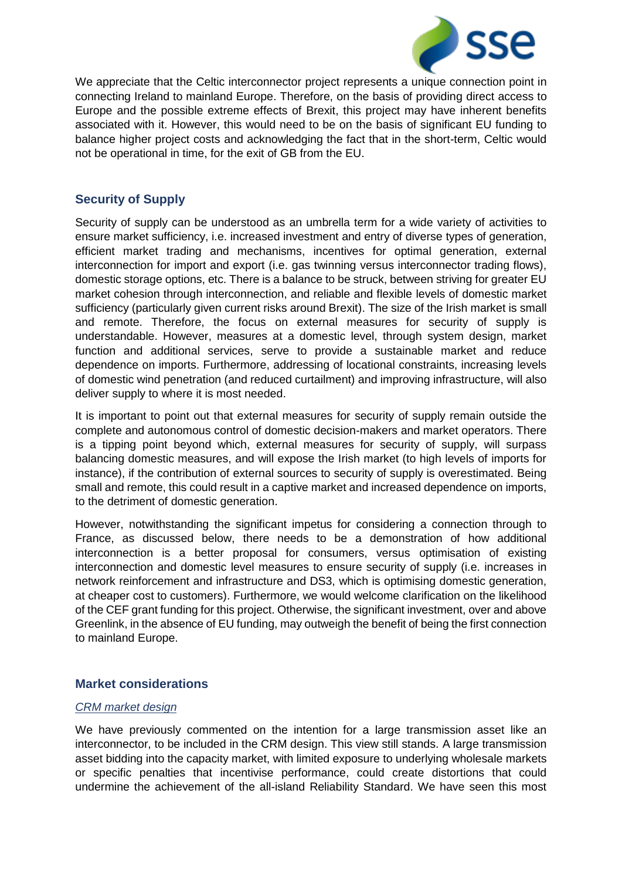We appreciate that the Celtic interconnector project represents a unique connection point in connecting Ireland to mainland Europe. Therefore, on the basis of providing direct access to Europe and the possible extreme effects of Brexit, this project may have inherent benefits associated with it. However, this would need to be on the basis of significant EU funding to balance higher project costs and acknowledging the fact that in the short-term, Celtic would not be operational in time, for the exit of GB from the EU.

## Security of Supply

Security of supply can be understood as an umbrella term for a wide variety of activities to ensure market sufficiency, i.e. increased investment and entry of diverse types of generation, efficient market trading and mechanisms, incentives for optimal generation, external interconnection for import and export (i.e. gas twinning versus interconnector trading flows), domestic storage options, etc. There is a balance to be struck, between striving for greater EU market cohesion through interconnection, and reliable and flexible levels of domestic market sufficiency (particularly given current risks around Brexit). The size of the Irish market is small and remote. Therefore, the focus on external measures for security of supply is understandable. However, measures at a domestic level, through system design, market function and additional services, serve to provide a sustainable market and reduce dependence on imports. Furthermore, addressing of locational constraints, increasing levels of domestic wind penetration (and reduced curtailment) and improving infrastructure, will also deliver supply to where it is most needed.

It is important to point out that external measures for security of supply remain outside the complete and autonomous control of domestic decision-makers and market operators. There is a tipping point beyond which, external measures for security of supply, will surpass balancing domestic measures, and will expose the Irish market (to high levels of imports for instance), if the contribution of external sources to security of supply is overestimated. Being small and remote, this could result in a captive market and increased dependence on imports, to the detriment of domestic generation.

However, notwithstanding the significant impetus for considering a connection through to France, as discussed below, there needs to be a demonstration of how additional interconnection is a better proposal for consumers, versus optimisation of existing interconnection and domestic level measures to ensure security of supply (i.e. increases in network reinforcement and infrastructure and DS3, which is optimising domestic generation, at cheaper cost to customers). Furthermore, we would welcome clarification on the likelihood of the CEF grant funding for this project. Otherwise, the significant investment, over and above Greenlink, in the absence of EU funding, may outweigh the benefit of being the first connection to mainland Europe.

## Market considerations

### *CRM market design*

We have previously commented on the intention for a large transmission asset like an interconnector, to be included in the CRM design. This view still stands. A large transmission asset bidding into the capacity market, with limited exposure to underlying wholesale markets or specific penalties that incentivise performance, could create distortions that could undermine the achievement of the all-island Reliability Standard. We have seen this most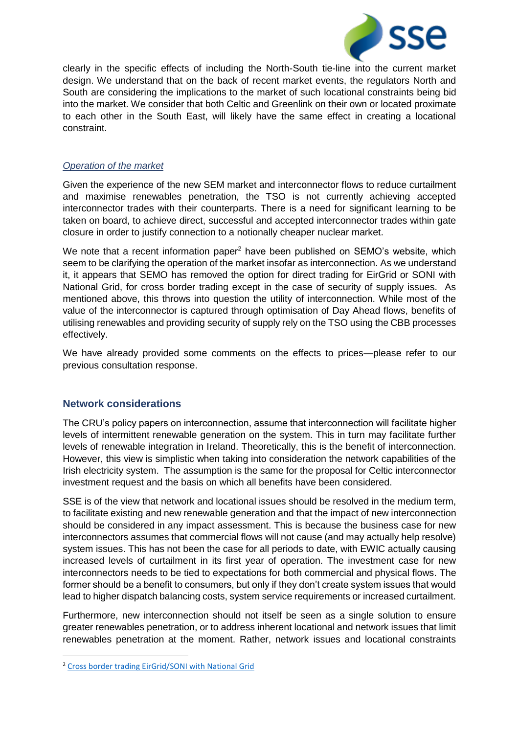clearly in the specific effects of including the North-South tie-line into the current market design. We understand that on the back of recent market events, the regulators North and South are considering the implications to the market of such locational constraints being bid into the market. We consider that both Celtic and Greenlink on their own or located proximate to each other in the South East, will likely have the same effect in creating a locational constraint.

*Operation of the market*

Given the experience of the new SEM market and interconnector flows to reduce curtailment and maximise renewables penetration, the TSO is not currently achieving accepted interconnector trades with their counterparts. There is a need for significant learning to be taken on board, to achieve direct, successful and accepted interconnector trades within gate closure in order to justify connection to a notionally cheaper nuclear market.

We note that a recent information paper[2] have been published on SEMO's website, which seem to be clarifying the operation of the market insofar as interconnection. As we understand it, it appears that SEMO has removed the option for direct trading for EirGrid or SONI with National Grid, for cross border trading except in the case of security of supply issues. As mentioned above, this throws into question the utility of interconnection. While most of the value of the interconnector is captured through optimisation of Day Ahead flows, benefits of utilising renewables and providing security of supply rely on the TSO using the CBB processes effectively.

We have already provided some comments on the effects to prices—please refer to our previous consultation response.

## Network considerations

The CRU's policy papers on interconnection, assume that interconnection will facilitate higher levels of intermittent renewable generation on the system. This in turn may facilitate further levels of renewable integration in Ireland. Theoretically, this is the benefit of interconnection. However, this view is simplistic when taking into consideration the network capabilities of the Irish electricity system. The assumption is the same for the proposal for Celtic interconnector investment request and the basis on which all benefits have been considered.

SSE is of the view that network and locational issues should be resolved in the medium term, to facilitate existing and new renewable generation and that the impact of new interconnection should be considered in any impact assessment. This is because the business case for new interconnectors assumes that commercial flows will not cause (and may actually help resolve) system issues. This has not been the case for all periods to date, with EWIC actually causing increased levels of curtailment in its first year of operation. The investment case for new interconnectors needs to be tied to expectations for both commercial and physical flows. The former should be a benefit to consumers, but only if they don't create system issues that would lead to higher dispatch balancing costs, system service requirements or increased curtailment.

Furthermore, new interconnection should not itself be seen as a single solution to ensure greater renewables penetration, or to address inherent locational and network issues that limit renewables penetration at the moment. Rather, network issues and locational constraints

---

[2] Cross border trading EirGrid/SONI with National Grid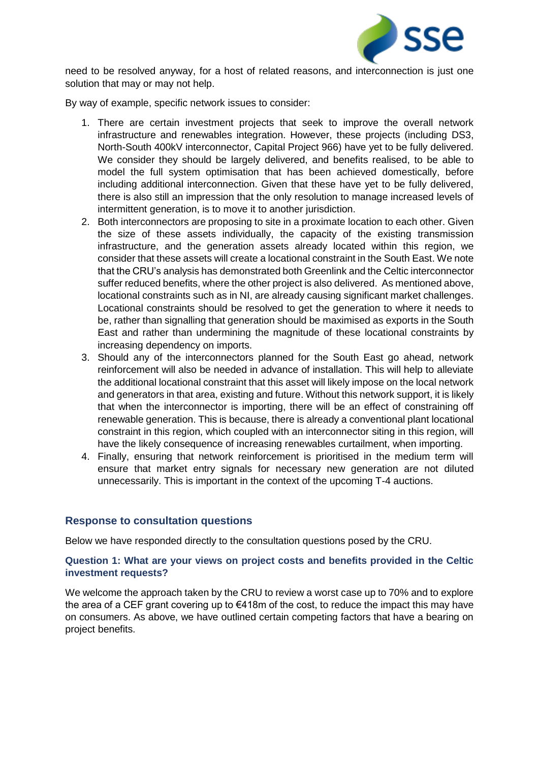need to be resolved anyway, for a host of related reasons, and interconnection is just one solution that may or may not help.

By way of example, specific network issues to consider:

1. There are certain investment projects that seek to improve the overall network infrastructure and renewables integration. However, these projects (including DS3, North-South 400kV interconnector, Capital Project 966) have yet to be fully delivered. We consider they should be largely delivered, and benefits realised, to be able to model the full system optimisation that has been achieved domestically, before including additional interconnection. Given that these have yet to be fully delivered, there is also still an impression that the only resolution to manage increased levels of intermittent generation, is to move it to another jurisdiction.
2. Both interconnectors are proposing to site in a proximate location to each other. Given the size of these assets individually, the capacity of the existing transmission infrastructure, and the generation assets already located within this region, we consider that these assets will create a locational constraint in the South East. We note that the CRU's analysis has demonstrated both Greenlink and the Celtic interconnector suffer reduced benefits, where the other project is also delivered. As mentioned above, locational constraints such as in NI, are already causing significant market challenges. Locational constraints should be resolved to get the generation to where it needs to be, rather than signalling that generation should be maximised as exports in the South East and rather than undermining the magnitude of these locational constraints by increasing dependency on imports.
3. Should any of the interconnectors planned for the South East go ahead, network reinforcement will also be needed in advance of installation. This will help to alleviate the additional locational constraint that this asset will likely impose on the local network and generators in that area, existing and future. Without this network support, it is likely that when the interconnector is importing, there will be an effect of constraining off renewable generation. This is because, there is already a conventional plant locational constraint in this region, which coupled with an interconnector siting in this region, will have the likely consequence of increasing renewables curtailment, when importing.
4. Finally, ensuring that network reinforcement is prioritised in the medium term will ensure that market entry signals for necessary new generation are not diluted unnecessarily. This is important in the context of the upcoming T-4 auctions.

## Response to consultation questions

Below we have responded directly to the consultation questions posed by the CRU.

### Question 1: What are your views on project costs and benefits provided in the Celtic investment requests?

We welcome the approach taken by the CRU to review a worst case up to 70% and to explore the area of a CEF grant covering up to €418m of the cost, to reduce the impact this may have on consumers. As above, we have outlined certain competing factors that have a bearing on project benefits.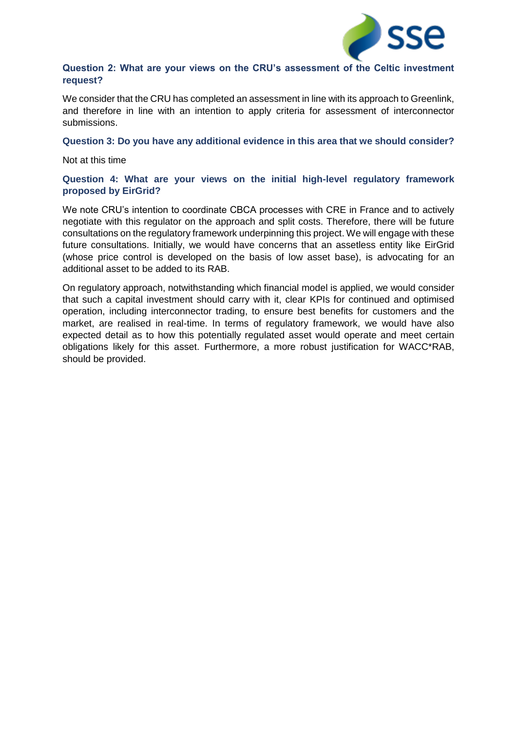**Question 2: What are your views on the CRU's assessment of the Celtic investment request?**

We consider that the CRU has completed an assessment in line with its approach to Greenlink, and therefore in line with an intention to apply criteria for assessment of interconnector submissions.

**Question 3: Do you have any additional evidence in this area that we should consider?**

Not at this time

**Question 4: What are your views on the initial high-level regulatory framework proposed by EirGrid?**

We note CRU's intention to coordinate CBCA processes with CRE in France and to actively negotiate with this regulator on the approach and split costs. Therefore, there will be future consultations on the regulatory framework underpinning this project. We will engage with these future consultations. Initially, we would have concerns that an assetless entity like EirGrid (whose price control is developed on the basis of low asset base), is advocating for an additional asset to be added to its RAB.

On regulatory approach, notwithstanding which financial model is applied, we would consider that such a capital investment should carry with it, clear KPIs for continued and optimised operation, including interconnector trading, to ensure best benefits for customers and the market, are realised in real-time. In terms of regulatory framework, we would have also expected detail as to how this potentially regulated asset would operate and meet certain obligations likely for this asset. Furthermore, a more robust justification for WACC*RAB, should be provided.